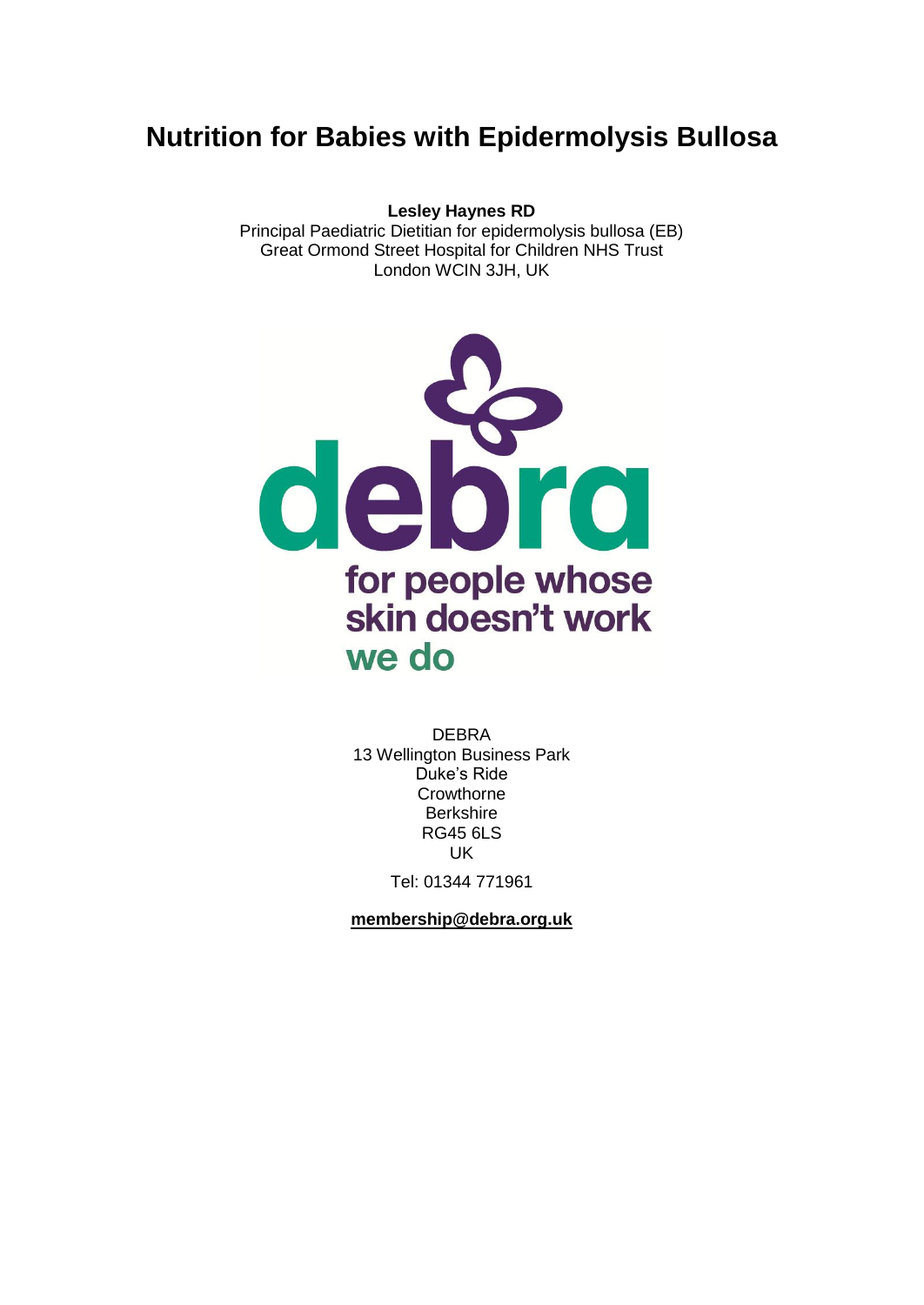# Nutrition for Babies with Epidermolysis Bullosa

**Lesley Haynes RD**
Principal Paediatric Dietitian for epidermolysis bullosa (EB)
Great Ormond Street Hospital for Children NHS Trust
London WCIN 3JH, UK

debra

for people whose skin doesn't work

we do

DEBRA
13 Wellington Business Park
Duke's Ride
Crowthorne
Berkshire
RG45 6LS
UK

Tel: 01344 771961

**membership@debra.org.uk**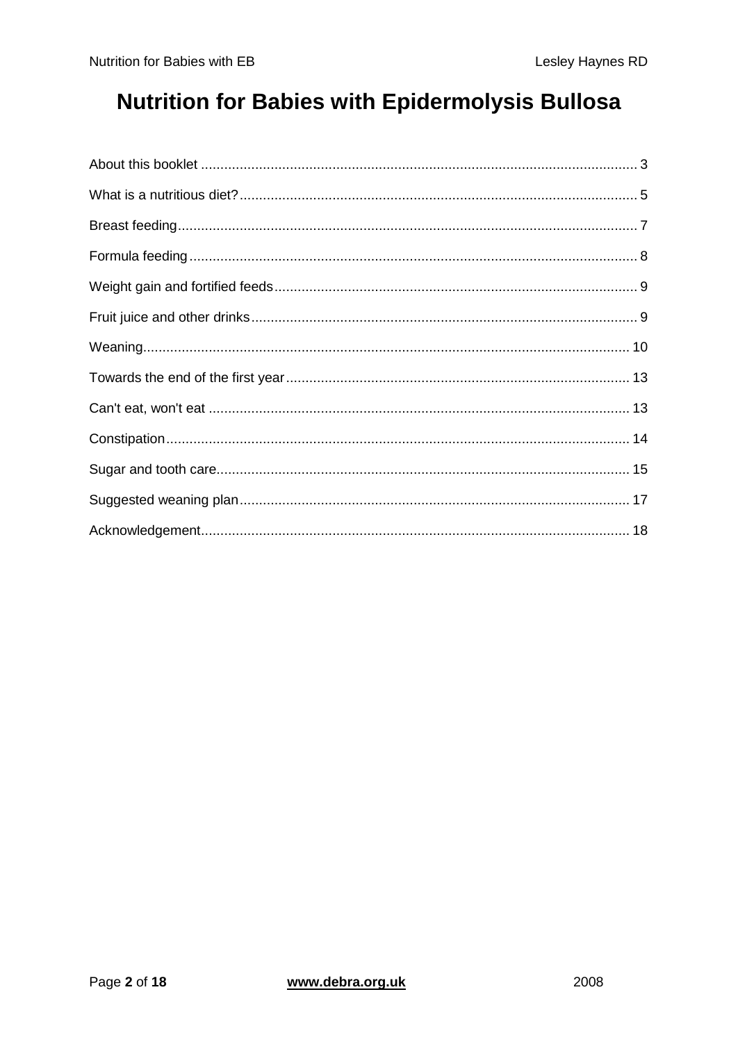# Nutrition for Babies with Epidermolysis Bullosa

About this booklet ........................................ 3

What is a nutritious diet? ........................................ 5

Breast feeding ........................................ 7

Formula feeding ........................................ 8

Weight gain and fortified feeds ........................................ 9

Fruit juice and other drinks ........................................ 9

Weaning ........................................ 10

Towards the end of the first year ........................................ 13

Can't eat, won't eat ........................................ 13

Constipation ........................................ 14

Sugar and tooth care ........................................ 15

Suggested weaning plan ........................................ 17

Acknowledgement ........................................ 18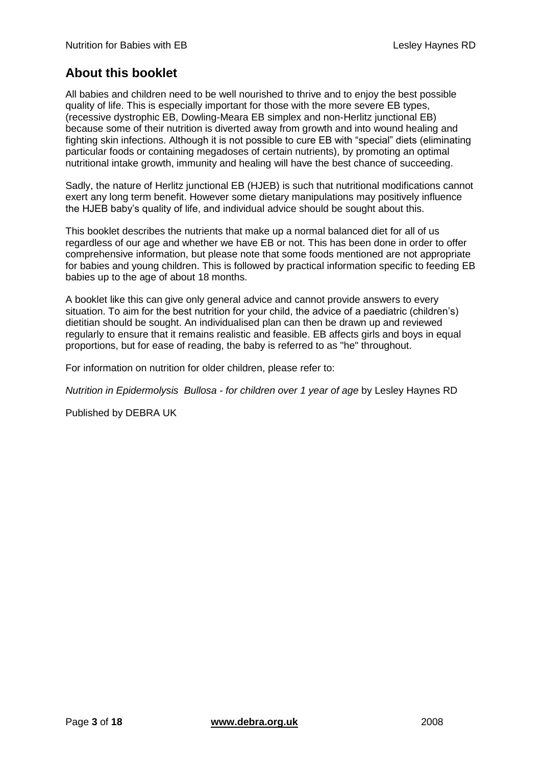## About this booklet

All babies and children need to be well nourished to thrive and to enjoy the best possible quality of life. This is especially important for those with the more severe EB types, (recessive dystrophic EB, Dowling-Meara EB simplex and non-Herlitz junctional EB) because some of their nutrition is diverted away from growth and into wound healing and fighting skin infections. Although it is not possible to cure EB with "special" diets (eliminating particular foods or containing megadoses of certain nutrients), by promoting an optimal nutritional intake growth, immunity and healing will have the best chance of succeeding.

Sadly, the nature of Herlitz junctional EB (HJEB) is such that nutritional modifications cannot exert any long term benefit. However some dietary manipulations may positively influence the HJEB baby's quality of life, and individual advice should be sought about this.

This booklet describes the nutrients that make up a normal balanced diet for all of us regardless of our age and whether we have EB or not. This has been done in order to offer comprehensive information, but please note that some foods mentioned are not appropriate for babies and young children. This is followed by practical information specific to feeding EB babies up to the age of about 18 months.

A booklet like this can give only general advice and cannot provide answers to every situation. To aim for the best nutrition for your child, the advice of a paediatric (children's) dietitian should be sought. An individualised plan can then be drawn up and reviewed regularly to ensure that it remains realistic and feasible. EB affects girls and boys in equal proportions, but for ease of reading, the baby is referred to as "he" throughout.

For information on nutrition for older children, please refer to:

*Nutrition in Epidermolysis Bullosa - for children over 1 year of age* by Lesley Haynes RD

Published by DEBRA UK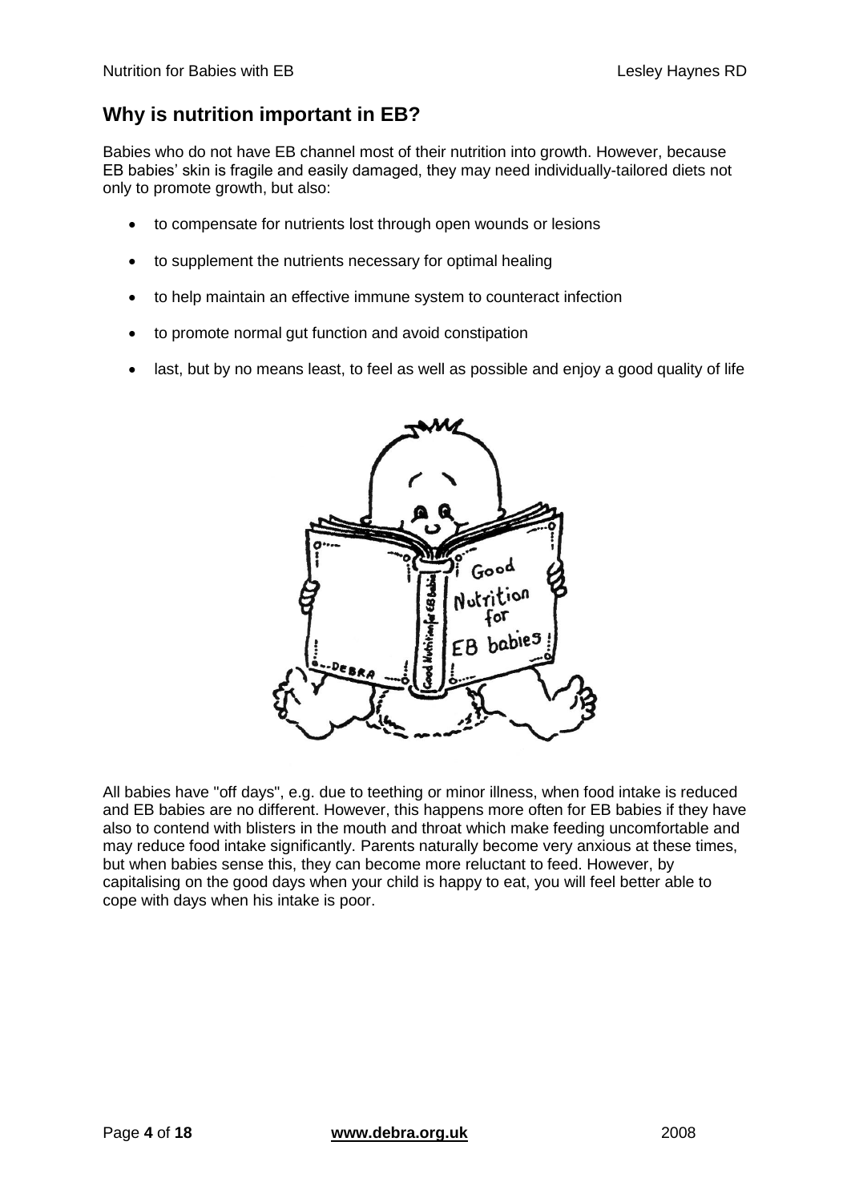## Why is nutrition important in EB?

Babies who do not have EB channel most of their nutrition into growth. However, because EB babies' skin is fragile and easily damaged, they may need individually-tailored diets not only to promote growth, but also:

- to compensate for nutrients lost through open wounds or lesions
- to supplement the nutrients necessary for optimal healing
- to help maintain an effective immune system to counteract infection
- to promote normal gut function and avoid constipation
- last, but by no means least, to feel as well as possible and enjoy a good quality of life

All babies have "off days", e.g. due to teething or minor illness, when food intake is reduced and EB babies are no different. However, this happens more often for EB babies if they have also to contend with blisters in the mouth and throat which make feeding uncomfortable and may reduce food intake significantly. Parents naturally become very anxious at these times, but when babies sense this, they can become more reluctant to feed. However, by capitalising on the good days when your child is happy to eat, you will feel better able to cope with days when his intake is poor.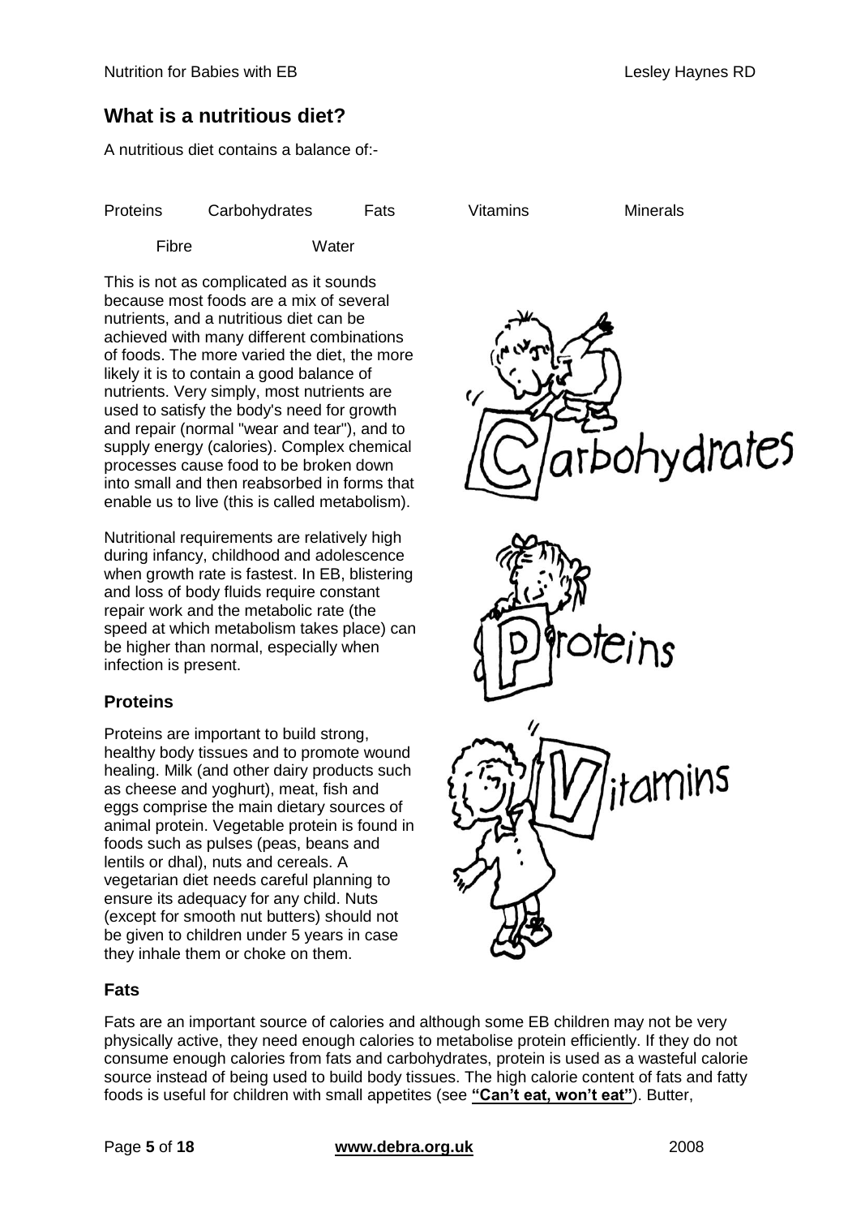## What is a nutritious diet?

A nutritious diet contains a balance of:-

Proteins Carbohydrates Fats Vitamins Minerals

Fibre Water

This is not as complicated as it sounds because most foods are a mix of several nutrients, and a nutritious diet can be achieved with many different combinations of foods. The more varied the diet, the more likely it is to contain a good balance of nutrients. Very simply, most nutrients are used to satisfy the body's need for growth and repair (normal "wear and tear"), and to supply energy (calories). Complex chemical processes cause food to be broken down into small and then reabsorbed in forms that enable us to live (this is called metabolism).

Nutritional requirements are relatively high during infancy, childhood and adolescence when growth rate is fastest. In EB, blistering and loss of body fluids require constant repair work and the metabolic rate (the speed at which metabolism takes place) can be higher than normal, especially when infection is present.

### Proteins

Proteins are important to build strong, healthy body tissues and to promote wound healing. Milk (and other dairy products such as cheese and yoghurt), meat, fish and eggs comprise the main dietary sources of animal protein. Vegetable protein is found in foods such as pulses (peas, beans and lentils or dhal), nuts and cereals. A vegetarian diet needs careful planning to ensure its adequacy for any child. Nuts (except for smooth nut butters) should not be given to children under 5 years in case they inhale them or choke on them.

### Fats

Fats are an important source of calories and although some EB children may not be very physically active, they need enough calories to metabolise protein efficiently. If they do not consume enough calories from fats and carbohydrates, protein is used as a wasteful calorie source instead of being used to build body tissues. The high calorie content of fats and fatty foods is useful for children with small appetites (see **"Can't eat, won't eat"**). Butter,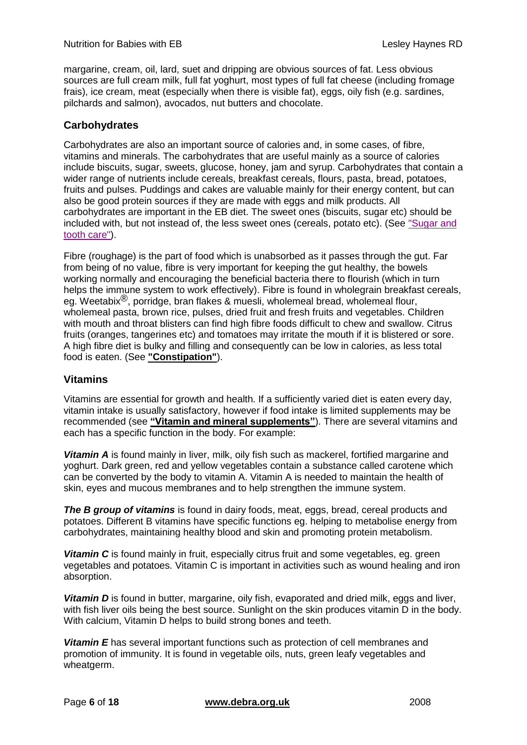margarine, cream, oil, lard, suet and dripping are obvious sources of fat. Less obvious sources are full cream milk, full fat yoghurt, most types of full fat cheese (including fromage frais), ice cream, meat (especially when there is visible fat), eggs, oily fish (e.g. sardines, pilchards and salmon), avocados, nut butters and chocolate.

## Carbohydrates

Carbohydrates are also an important source of calories and, in some cases, of fibre, vitamins and minerals. The carbohydrates that are useful mainly as a source of calories include biscuits, sugar, sweets, glucose, honey, jam and syrup. Carbohydrates that contain a wider range of nutrients include cereals, breakfast cereals, flours, pasta, bread, potatoes, fruits and pulses. Puddings and cakes are valuable mainly for their energy content, but can also be good protein sources if they are made with eggs and milk products. All carbohydrates are important in the EB diet. The sweet ones (biscuits, sugar etc) should be included with, but not instead of, the less sweet ones (cereals, potato etc). (See "Sugar and tooth care").

Fibre (roughage) is the part of food which is unabsorbed as it passes through the gut. Far from being of no value, fibre is very important for keeping the gut healthy, the bowels working normally and encouraging the beneficial bacteria there to flourish (which in turn helps the immune system to work effectively). Fibre is found in wholegrain breakfast cereals, eg. Weetabix®, porridge, bran flakes & muesli, wholemeal bread, wholemeal flour, wholemeal pasta, brown rice, pulses, dried fruit and fresh fruits and vegetables. Children with mouth and throat blisters can find high fibre foods difficult to chew and swallow. Citrus fruits (oranges, tangerines etc) and tomatoes may irritate the mouth if it is blistered or sore. A high fibre diet is bulky and filling and consequently can be low in calories, as less total food is eaten. (See **"Constipation"**).

## Vitamins

Vitamins are essential for growth and health. If a sufficiently varied diet is eaten every day, vitamin intake is usually satisfactory, however if food intake is limited supplements may be recommended (see **"Vitamin and mineral supplements"**). There are several vitamins and each has a specific function in the body. For example:

***Vitamin A*** is found mainly in liver, milk, oily fish such as mackerel, fortified margarine and yoghurt. Dark green, red and yellow vegetables contain a substance called carotene which can be converted by the body to vitamin A. Vitamin A is needed to maintain the health of skin, eyes and mucous membranes and to help strengthen the immune system.

***The B group of vitamins*** is found in dairy foods, meat, eggs, bread, cereal products and potatoes. Different B vitamins have specific functions eg. helping to metabolise energy from carbohydrates, maintaining healthy blood and skin and promoting protein metabolism.

***Vitamin C*** is found mainly in fruit, especially citrus fruit and some vegetables, eg. green vegetables and potatoes. Vitamin C is important in activities such as wound healing and iron absorption.

***Vitamin D*** is found in butter, margarine, oily fish, evaporated and dried milk, eggs and liver, with fish liver oils being the best source. Sunlight on the skin produces vitamin D in the body. With calcium, Vitamin D helps to build strong bones and teeth.

***Vitamin E*** has several important functions such as protection of cell membranes and promotion of immunity. It is found in vegetable oils, nuts, green leafy vegetables and wheatgerm.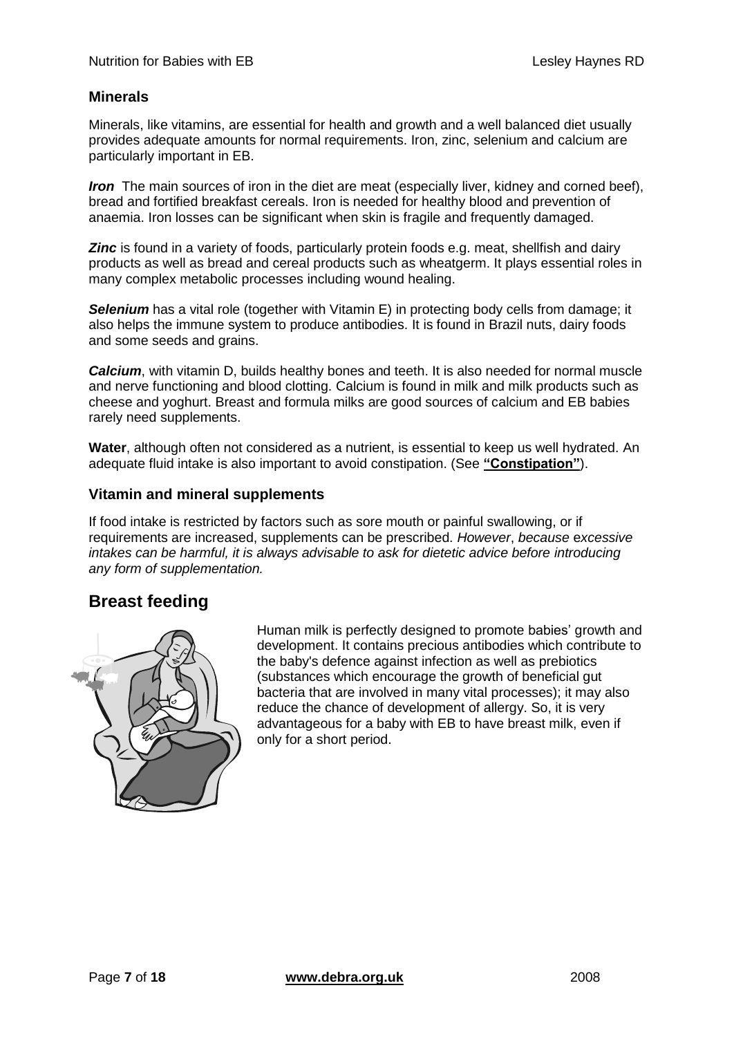### Minerals

Minerals, like vitamins, are essential for health and growth and a well balanced diet usually provides adequate amounts for normal requirements. Iron, zinc, selenium and calcium are particularly important in EB.

***Iron*** The main sources of iron in the diet are meat (especially liver, kidney and corned beef), bread and fortified breakfast cereals. Iron is needed for healthy blood and prevention of anaemia. Iron losses can be significant when skin is fragile and frequently damaged.

***Zinc*** is found in a variety of foods, particularly protein foods e.g. meat, shellfish and dairy products as well as bread and cereal products such as wheatgerm. It plays essential roles in many complex metabolic processes including wound healing.

***Selenium*** has a vital role (together with Vitamin E) in protecting body cells from damage; it also helps the immune system to produce antibodies. It is found in Brazil nuts, dairy foods and some seeds and grains.

***Calcium***, with vitamin D, builds healthy bones and teeth. It is also needed for normal muscle and nerve functioning and blood clotting. Calcium is found in milk and milk products such as cheese and yoghurt. Breast and formula milks are good sources of calcium and EB babies rarely need supplements.

**Water**, although often not considered as a nutrient, is essential to keep us well hydrated. An adequate fluid intake is also important to avoid constipation. (See **"Constipation"**).

### Vitamin and mineral supplements

If food intake is restricted by factors such as sore mouth or painful swallowing, or if requirements are increased, supplements can be prescribed. *However, because excessive intakes can be harmful, it is always advisable to ask for dietetic advice before introducing any form of supplementation.*

## Breast feeding

Human milk is perfectly designed to promote babies' growth and development. It contains precious antibodies which contribute to the baby's defence against infection as well as prebiotics (substances which encourage the growth of beneficial gut bacteria that are involved in many vital processes); it may also reduce the chance of development of allergy. So, it is very advantageous for a baby with EB to have breast milk, even if only for a short period.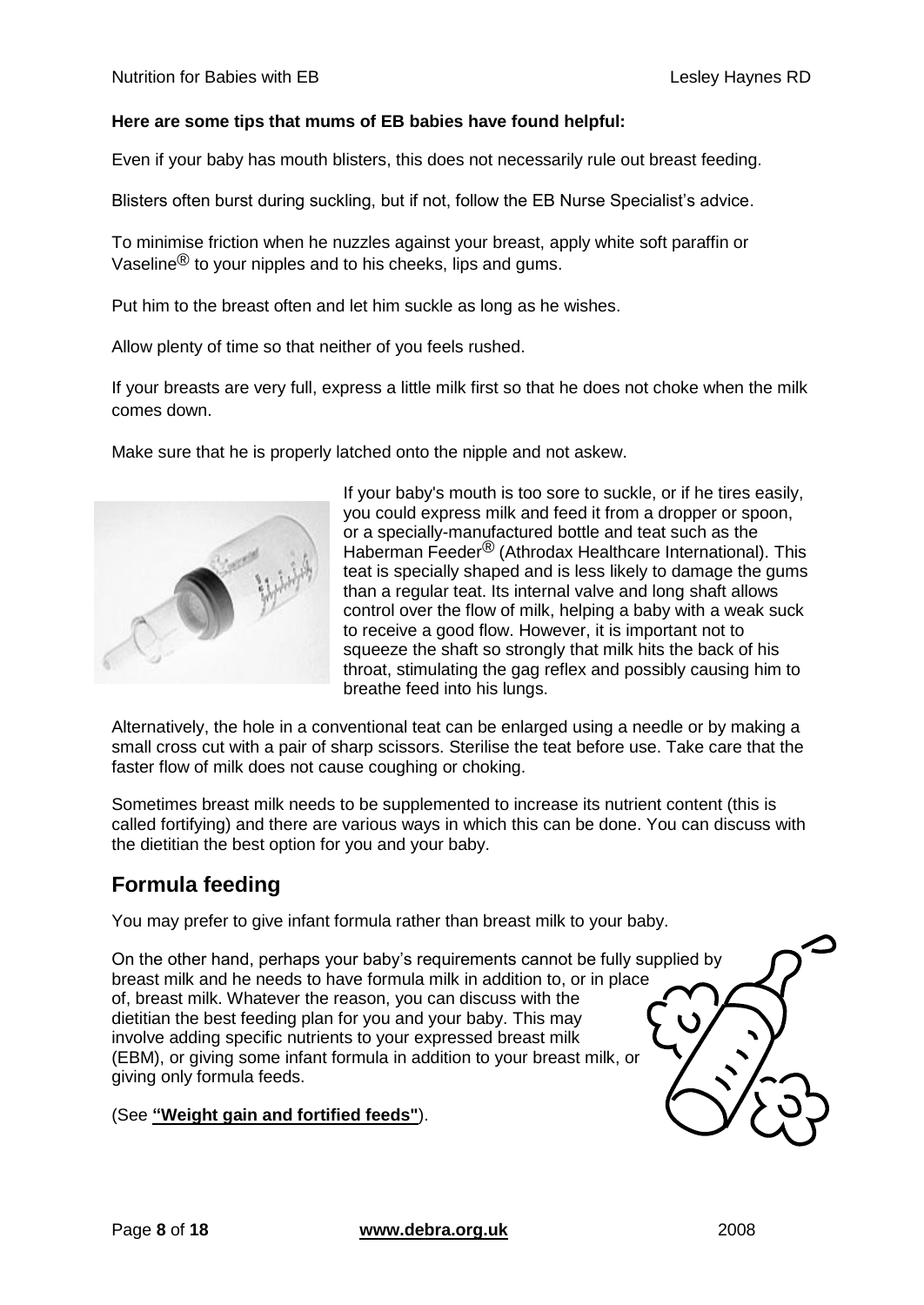**Here are some tips that mums of EB babies have found helpful:**

Even if your baby has mouth blisters, this does not necessarily rule out breast feeding.

Blisters often burst during suckling, but if not, follow the EB Nurse Specialist's advice.

To minimise friction when he nuzzles against your breast, apply white soft paraffin or Vaseline® to your nipples and to his cheeks, lips and gums.

Put him to the breast often and let him suckle as long as he wishes.

Allow plenty of time so that neither of you feels rushed.

If your breasts are very full, express a little milk first so that he does not choke when the milk comes down.

Make sure that he is properly latched onto the nipple and not askew.

If your baby's mouth is too sore to suckle, or if he tires easily, you could express milk and feed it from a dropper or spoon, or a specially-manufactured bottle and teat such as the Haberman Feeder® (Athrodax Healthcare International). This teat is specially shaped and is less likely to damage the gums than a regular teat. Its internal valve and long shaft allows control over the flow of milk, helping a baby with a weak suck to receive a good flow. However, it is important not to squeeze the shaft so strongly that milk hits the back of his throat, stimulating the gag reflex and possibly causing him to breathe feed into his lungs.

Alternatively, the hole in a conventional teat can be enlarged using a needle or by making a small cross cut with a pair of sharp scissors. Sterilise the teat before use. Take care that the faster flow of milk does not cause coughing or choking.

Sometimes breast milk needs to be supplemented to increase its nutrient content (this is called fortifying) and there are various ways in which this can be done. You can discuss with the dietitian the best option for you and your baby.

## Formula feeding

You may prefer to give infant formula rather than breast milk to your baby.

On the other hand, perhaps your baby's requirements cannot be fully supplied by breast milk and he needs to have formula milk in addition to, or in place of, breast milk. Whatever the reason, you can discuss with the dietitian the best feeding plan for you and your baby. This may involve adding specific nutrients to your expressed breast milk (EBM), or giving some infant formula in addition to your breast milk, or giving only formula feeds.

(See **"Weight gain and fortified feeds"**).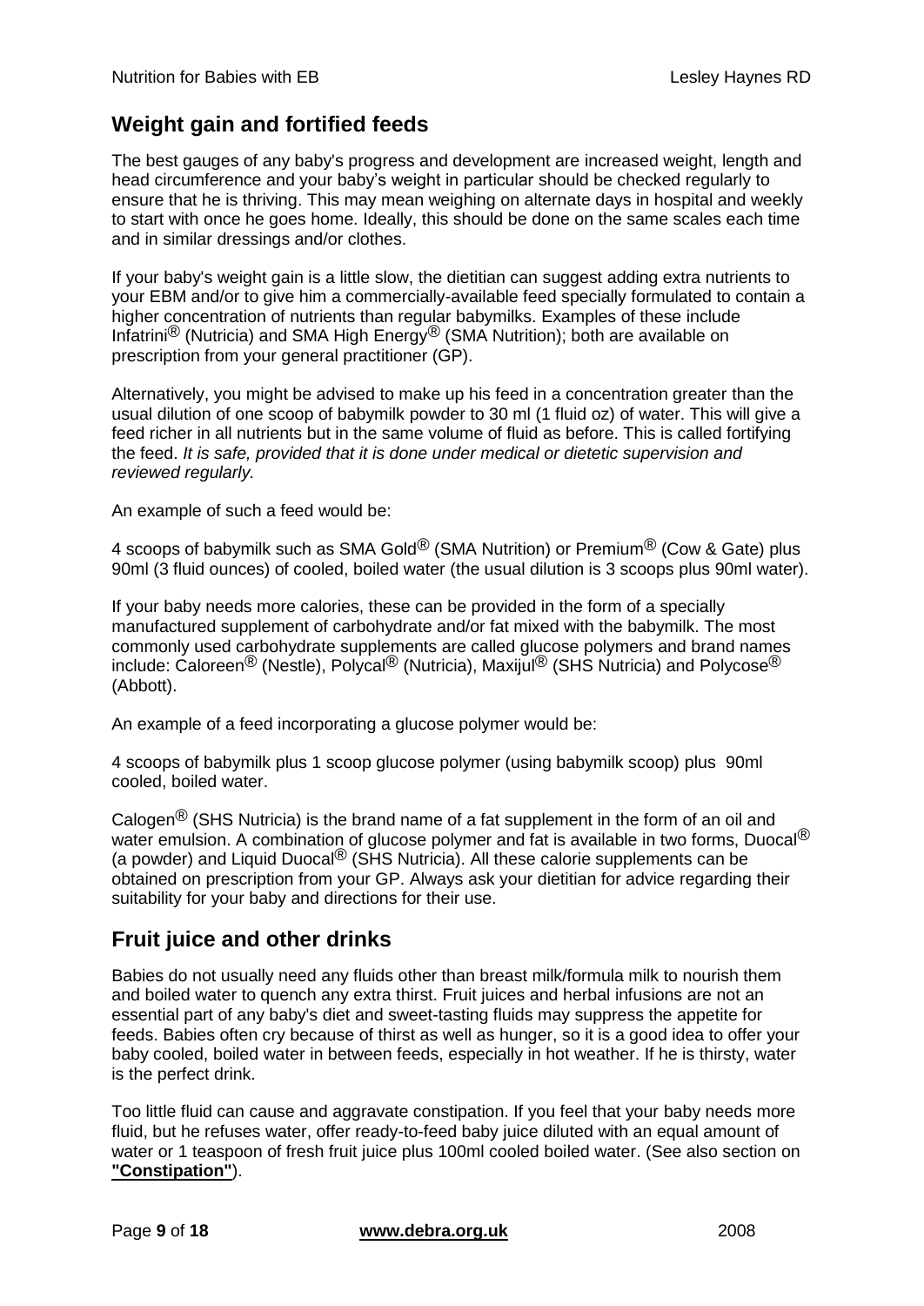## Weight gain and fortified feeds

The best gauges of any baby's progress and development are increased weight, length and head circumference and your baby's weight in particular should be checked regularly to ensure that he is thriving. This may mean weighing on alternate days in hospital and weekly to start with once he goes home. Ideally, this should be done on the same scales each time and in similar dressings and/or clothes.

If your baby's weight gain is a little slow, the dietitian can suggest adding extra nutrients to your EBM and/or to give him a commercially-available feed specially formulated to contain a higher concentration of nutrients than regular babymilks. Examples of these include Infatrini® (Nutricia) and SMA High Energy® (SMA Nutrition); both are available on prescription from your general practitioner (GP).

Alternatively, you might be advised to make up his feed in a concentration greater than the usual dilution of one scoop of babymilk powder to 30 ml (1 fluid oz) of water. This will give a feed richer in all nutrients but in the same volume of fluid as before. This is called fortifying the feed. *It is safe, provided that it is done under medical or dietetic supervision and reviewed regularly.*

An example of such a feed would be:

4 scoops of babymilk such as SMA Gold® (SMA Nutrition) or Premium® (Cow & Gate) plus 90ml (3 fluid ounces) of cooled, boiled water (the usual dilution is 3 scoops plus 90ml water).

If your baby needs more calories, these can be provided in the form of a specially manufactured supplement of carbohydrate and/or fat mixed with the babymilk. The most commonly used carbohydrate supplements are called glucose polymers and brand names include: Caloreen® (Nestle), Polycal® (Nutricia), Maxijul® (SHS Nutricia) and Polycose® (Abbott).

An example of a feed incorporating a glucose polymer would be:

4 scoops of babymilk plus 1 scoop glucose polymer (using babymilk scoop) plus 90ml cooled, boiled water.

Calogen® (SHS Nutricia) is the brand name of a fat supplement in the form of an oil and water emulsion. A combination of glucose polymer and fat is available in two forms, Duocal® (a powder) and Liquid Duocal® (SHS Nutricia). All these calorie supplements can be obtained on prescription from your GP. Always ask your dietitian for advice regarding their suitability for your baby and directions for their use.

## Fruit juice and other drinks

Babies do not usually need any fluids other than breast milk/formula milk to nourish them and boiled water to quench any extra thirst. Fruit juices and herbal infusions are not an essential part of any baby's diet and sweet-tasting fluids may suppress the appetite for feeds. Babies often cry because of thirst as well as hunger, so it is a good idea to offer your baby cooled, boiled water in between feeds, especially in hot weather. If he is thirsty, water is the perfect drink.

Too little fluid can cause and aggravate constipation. If you feel that your baby needs more fluid, but he refuses water, offer ready-to-feed baby juice diluted with an equal amount of water or 1 teaspoon of fresh fruit juice plus 100ml cooled boiled water. (See also section on **"Constipation"**).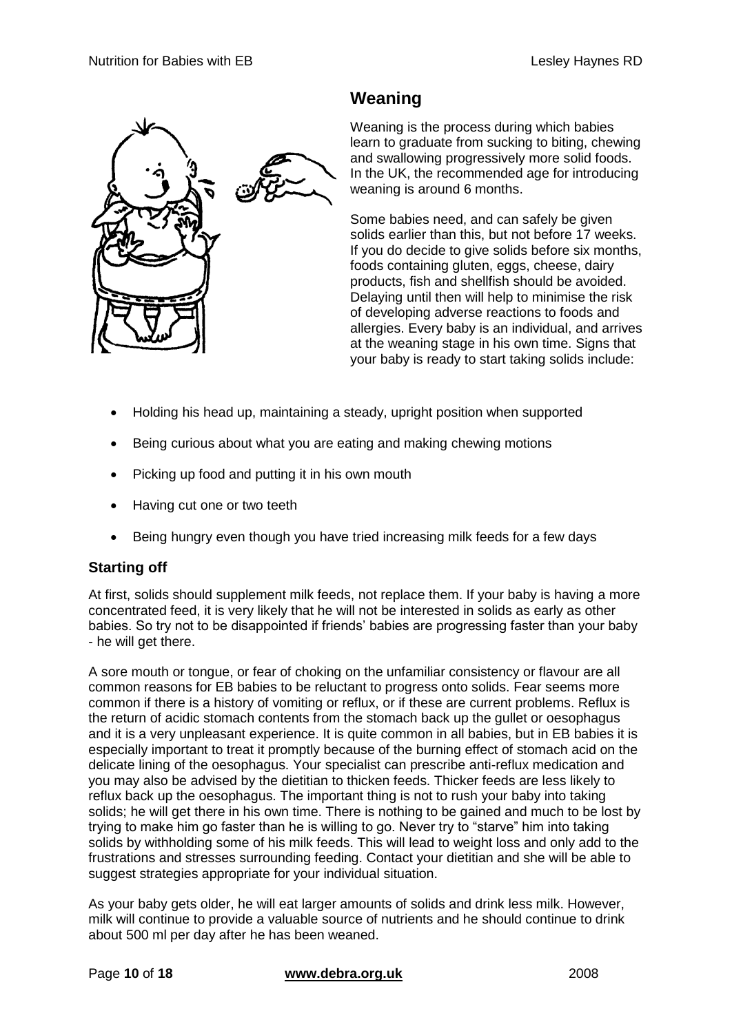## Weaning

Weaning is the process during which babies learn to graduate from sucking to biting, chewing and swallowing progressively more solid foods. In the UK, the recommended age for introducing weaning is around 6 months.

Some babies need, and can safely be given solids earlier than this, but not before 17 weeks. If you do decide to give solids before six months, foods containing gluten, eggs, cheese, dairy products, fish and shellfish should be avoided. Delaying until then will help to minimise the risk of developing adverse reactions to foods and allergies. Every baby is an individual, and arrives at the weaning stage in his own time. Signs that your baby is ready to start taking solids include:

- Holding his head up, maintaining a steady, upright position when supported
- Being curious about what you are eating and making chewing motions
- Picking up food and putting it in his own mouth
- Having cut one or two teeth
- Being hungry even though you have tried increasing milk feeds for a few days

### Starting off

At first, solids should supplement milk feeds, not replace them. If your baby is having a more concentrated feed, it is very likely that he will not be interested in solids as early as other babies. So try not to be disappointed if friends' babies are progressing faster than your baby - he will get there.

A sore mouth or tongue, or fear of choking on the unfamiliar consistency or flavour are all common reasons for EB babies to be reluctant to progress onto solids. Fear seems more common if there is a history of vomiting or reflux, or if these are current problems. Reflux is the return of acidic stomach contents from the stomach back up the gullet or oesophagus and it is a very unpleasant experience. It is quite common in all babies, but in EB babies it is especially important to treat it promptly because of the burning effect of stomach acid on the delicate lining of the oesophagus. Your specialist can prescribe anti-reflux medication and you may also be advised by the dietitian to thicken feeds. Thicker feeds are less likely to reflux back up the oesophagus. The important thing is not to rush your baby into taking solids; he will get there in his own time. There is nothing to be gained and much to be lost by trying to make him go faster than he is willing to go. Never try to "starve" him into taking solids by withholding some of his milk feeds. This will lead to weight loss and only add to the frustrations and stresses surrounding feeding. Contact your dietitian and she will be able to suggest strategies appropriate for your individual situation.

As your baby gets older, he will eat larger amounts of solids and drink less milk. However, milk will continue to provide a valuable source of nutrients and he should continue to drink about 500 ml per day after he has been weaned.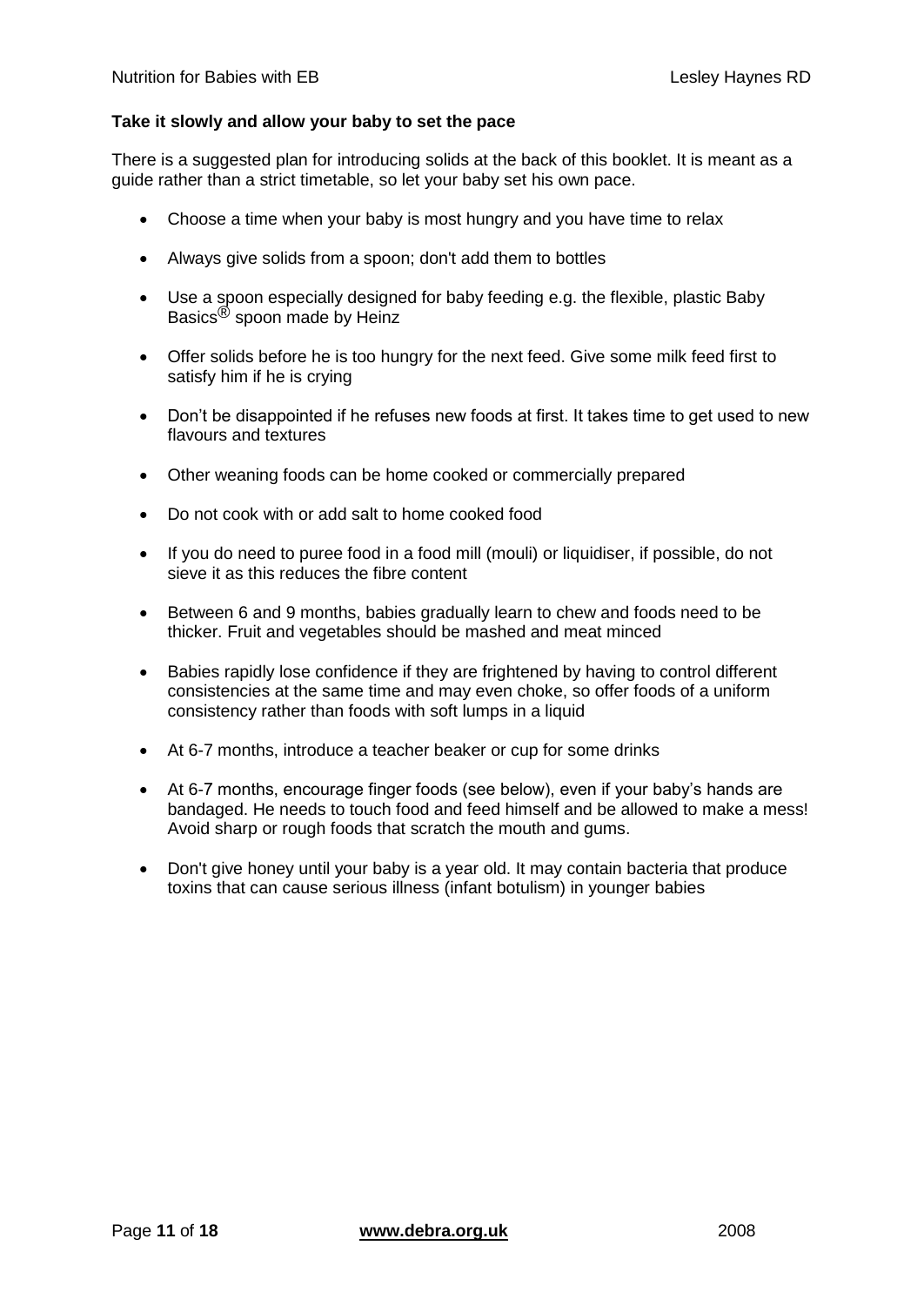**Take it slowly and allow your baby to set the pace**

There is a suggested plan for introducing solids at the back of this booklet. It is meant as a guide rather than a strict timetable, so let your baby set his own pace.

- Choose a time when your baby is most hungry and you have time to relax
- Always give solids from a spoon; don't add them to bottles
- Use a spoon especially designed for baby feeding e.g. the flexible, plastic Baby Basics® spoon made by Heinz
- Offer solids before he is too hungry for the next feed. Give some milk feed first to satisfy him if he is crying
- Don't be disappointed if he refuses new foods at first. It takes time to get used to new flavours and textures
- Other weaning foods can be home cooked or commercially prepared
- Do not cook with or add salt to home cooked food
- If you do need to puree food in a food mill (mouli) or liquidiser, if possible, do not sieve it as this reduces the fibre content
- Between 6 and 9 months, babies gradually learn to chew and foods need to be thicker. Fruit and vegetables should be mashed and meat minced
- Babies rapidly lose confidence if they are frightened by having to control different consistencies at the same time and may even choke, so offer foods of a uniform consistency rather than foods with soft lumps in a liquid
- At 6-7 months, introduce a teacher beaker or cup for some drinks
- At 6-7 months, encourage finger foods (see below), even if your baby's hands are bandaged. He needs to touch food and feed himself and be allowed to make a mess! Avoid sharp or rough foods that scratch the mouth and gums.
- Don't give honey until your baby is a year old. It may contain bacteria that produce toxins that can cause serious illness (infant botulism) in younger babies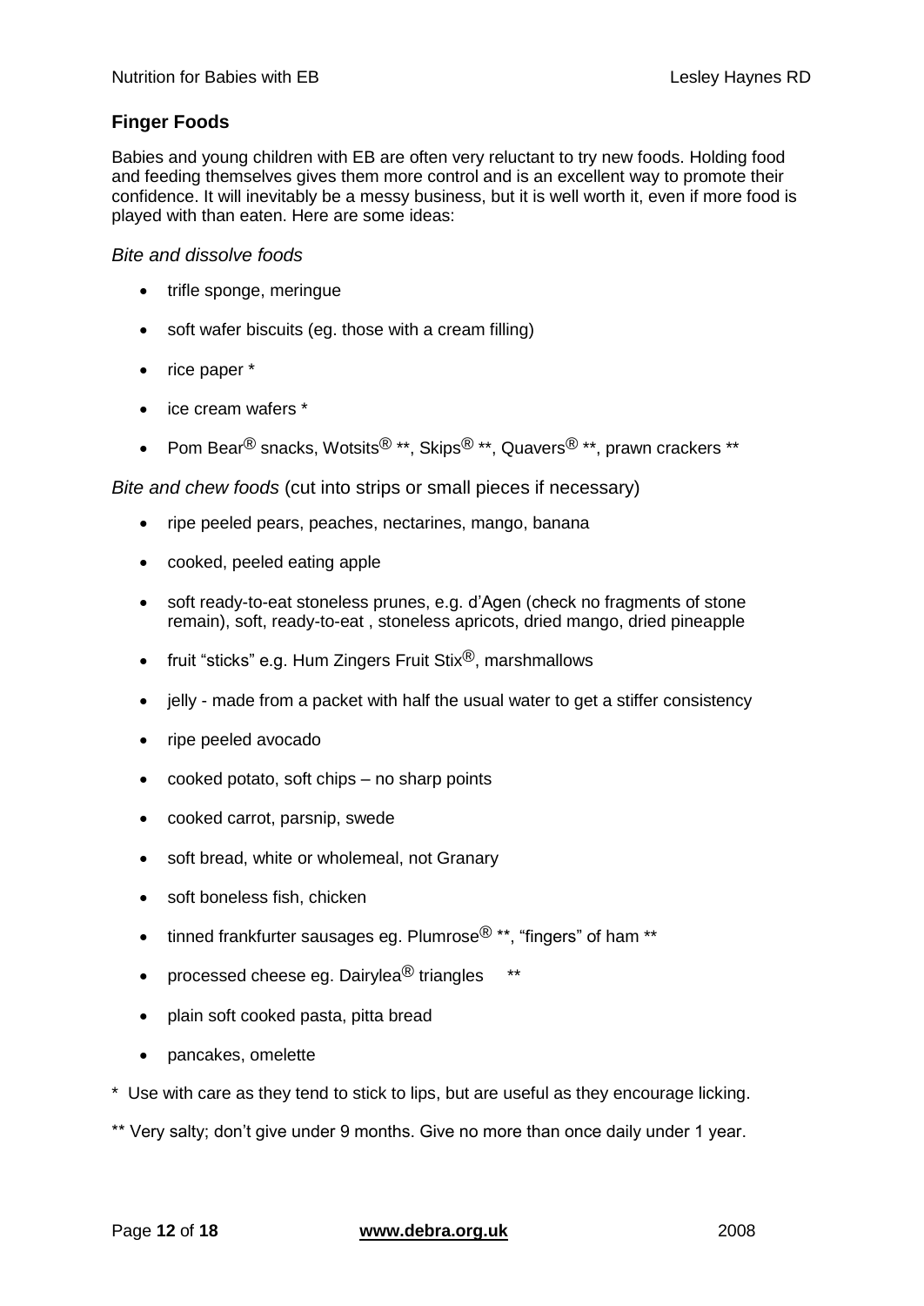## Finger Foods

Babies and young children with EB are often very reluctant to try new foods. Holding food and feeding themselves gives them more control and is an excellent way to promote their confidence. It will inevitably be a messy business, but it is well worth it, even if more food is played with than eaten. Here are some ideas:

*Bite and dissolve foods*

- trifle sponge, meringue
- soft wafer biscuits (eg. those with a cream filling)
- rice paper *
- ice cream wafers *
- Pom Bear® snacks, Wotsits® **, Skips® **, Quavers® **, prawn crackers **

*Bite and chew foods* (cut into strips or small pieces if necessary)

- ripe peeled pears, peaches, nectarines, mango, banana
- cooked, peeled eating apple
- soft ready-to-eat stoneless prunes, e.g. d'Agen (check no fragments of stone remain), soft, ready-to-eat , stoneless apricots, dried mango, dried pineapple
- fruit "sticks" e.g. Hum Zingers Fruit Stix®, marshmallows
- jelly - made from a packet with half the usual water to get a stiffer consistency
- ripe peeled avocado
- cooked potato, soft chips – no sharp points
- cooked carrot, parsnip, swede
- soft bread, white or wholemeal, not Granary
- soft boneless fish, chicken
- tinned frankfurter sausages eg. Plumrose® **, "fingers" of ham **
- processed cheese eg. Dairylea® triangles **
- plain soft cooked pasta, pitta bread
- pancakes, omelette

\* Use with care as they tend to stick to lips, but are useful as they encourage licking.

** Very salty; don't give under 9 months. Give no more than once daily under 1 year.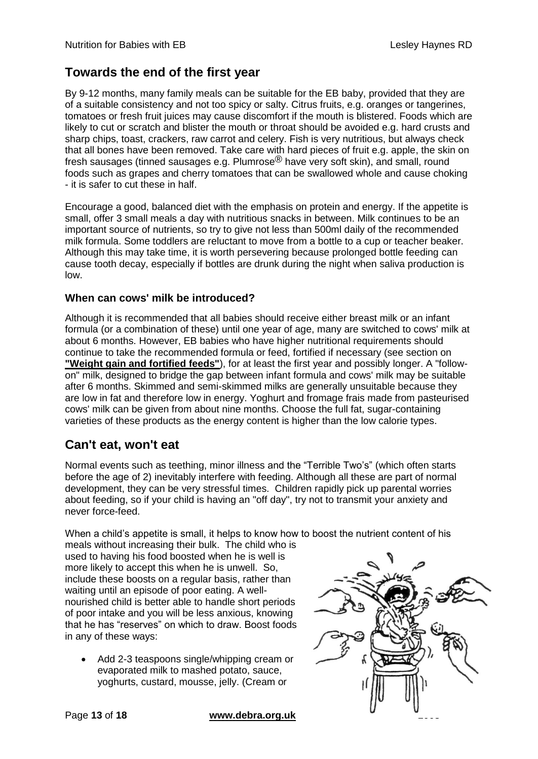## Towards the end of the first year

By 9-12 months, many family meals can be suitable for the EB baby, provided that they are of a suitable consistency and not too spicy or salty. Citrus fruits, e.g. oranges or tangerines, tomatoes or fresh fruit juices may cause discomfort if the mouth is blistered. Foods which are likely to cut or scratch and blister the mouth or throat should be avoided e.g. hard crusts and sharp chips, toast, crackers, raw carrot and celery. Fish is very nutritious, but always check that all bones have been removed. Take care with hard pieces of fruit e.g. apple, the skin on fresh sausages (tinned sausages e.g. Plumrose® have very soft skin), and small, round foods such as grapes and cherry tomatoes that can be swallowed whole and cause choking - it is safer to cut these in half.

Encourage a good, balanced diet with the emphasis on protein and energy. If the appetite is small, offer 3 small meals a day with nutritious snacks in between. Milk continues to be an important source of nutrients, so try to give not less than 500ml daily of the recommended milk formula. Some toddlers are reluctant to move from a bottle to a cup or teacher beaker. Although this may take time, it is worth persevering because prolonged bottle feeding can cause tooth decay, especially if bottles are drunk during the night when saliva production is low.

### When can cows' milk be introduced?

Although it is recommended that all babies should receive either breast milk or an infant formula (or a combination of these) until one year of age, many are switched to cows' milk at about 6 months. However, EB babies who have higher nutritional requirements should continue to take the recommended formula or feed, fortified if necessary (see section on **"Weight gain and fortified feeds"**), for at least the first year and possibly longer. A "follow-on" milk, designed to bridge the gap between infant formula and cows' milk may be suitable after 6 months. Skimmed and semi-skimmed milks are generally unsuitable because they are low in fat and therefore low in energy. Yoghurt and fromage frais made from pasteurised cows' milk can be given from about nine months. Choose the full fat, sugar-containing varieties of these products as the energy content is higher than the low calorie types.

## Can't eat, won't eat

Normal events such as teething, minor illness and the "Terrible Two's" (which often starts before the age of 2) inevitably interfere with feeding. Although all these are part of normal development, they can be very stressful times. Children rapidly pick up parental worries about feeding, so if your child is having an "off day", try not to transmit your anxiety and never force-feed.

When a child's appetite is small, it helps to know how to boost the nutrient content of his meals without increasing their bulk. The child who is used to having his food boosted when he is well is more likely to accept this when he is unwell. So, include these boosts on a regular basis, rather than waiting until an episode of poor eating. A well-nourished child is better able to handle short periods of poor intake and you will be less anxious, knowing that he has "reserves" on which to draw. Boost foods in any of these ways:

- Add 2-3 teaspoons single/whipping cream or evaporated milk to mashed potato, sauce, yoghurts, custard, mousse, jelly. (Cream or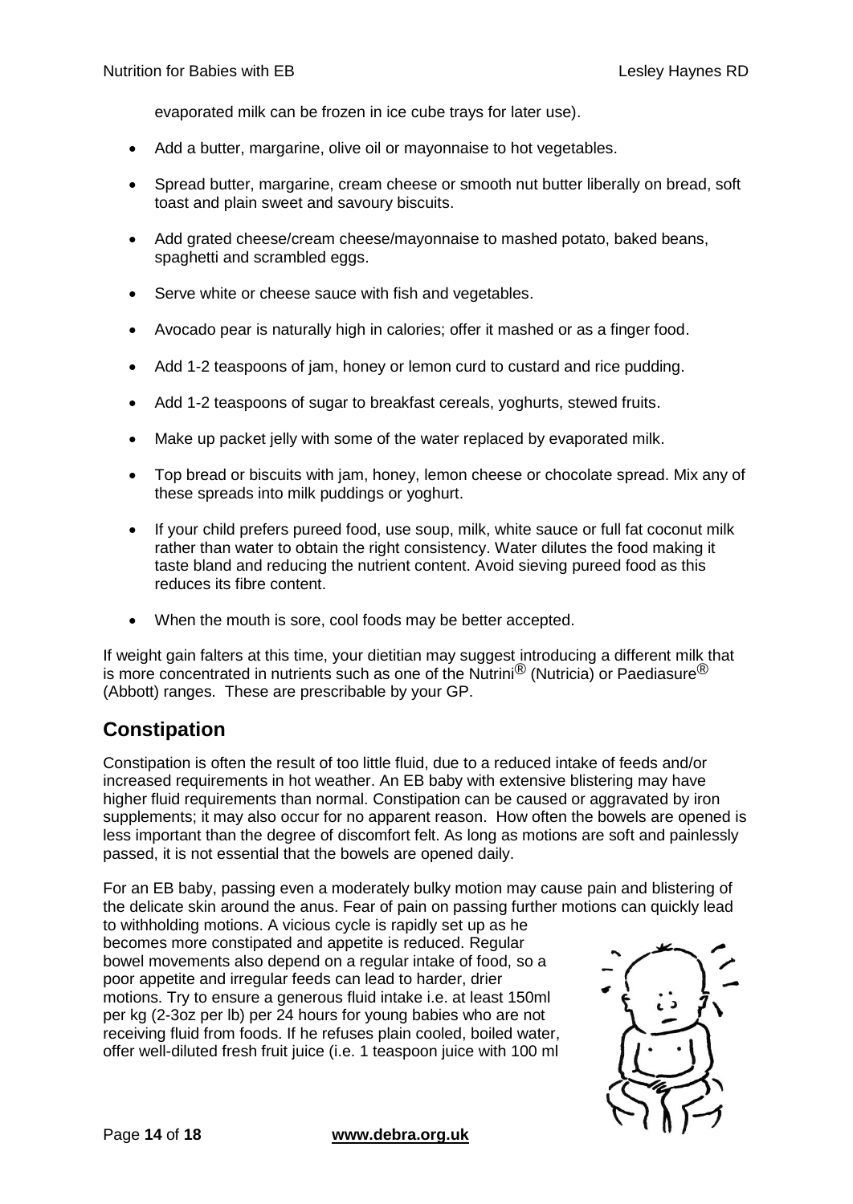evaporated milk can be frozen in ice cube trays for later use).

- Add a butter, margarine, olive oil or mayonnaise to hot vegetables.
- Spread butter, margarine, cream cheese or smooth nut butter liberally on bread, soft toast and plain sweet and savoury biscuits.
- Add grated cheese/cream cheese/mayonnaise to mashed potato, baked beans, spaghetti and scrambled eggs.
- Serve white or cheese sauce with fish and vegetables.
- Avocado pear is naturally high in calories; offer it mashed or as a finger food.
- Add 1-2 teaspoons of jam, honey or lemon curd to custard and rice pudding.
- Add 1-2 teaspoons of sugar to breakfast cereals, yoghurts, stewed fruits.
- Make up packet jelly with some of the water replaced by evaporated milk.
- Top bread or biscuits with jam, honey, lemon cheese or chocolate spread. Mix any of these spreads into milk puddings or yoghurt.
- If your child prefers pureed food, use soup, milk, white sauce or full fat coconut milk rather than water to obtain the right consistency. Water dilutes the food making it taste bland and reducing the nutrient content. Avoid sieving pureed food as this reduces its fibre content.
- When the mouth is sore, cool foods may be better accepted.

If weight gain falters at this time, your dietitian may suggest introducing a different milk that is more concentrated in nutrients such as one of the Nutrini® (Nutricia) or Paediasure® (Abbott) ranges. These are prescribable by your GP.

## Constipation

Constipation is often the result of too little fluid, due to a reduced intake of feeds and/or increased requirements in hot weather. An EB baby with extensive blistering may have higher fluid requirements than normal. Constipation can be caused or aggravated by iron supplements; it may also occur for no apparent reason. How often the bowels are opened is less important than the degree of discomfort felt. As long as motions are soft and painlessly passed, it is not essential that the bowels are opened daily.

For an EB baby, passing even a moderately bulky motion may cause pain and blistering of the delicate skin around the anus. Fear of pain on passing further motions can quickly lead to withholding motions. A vicious cycle is rapidly set up as he becomes more constipated and appetite is reduced. Regular bowel movements also depend on a regular intake of food, so a poor appetite and irregular feeds can lead to harder, drier motions. Try to ensure a generous fluid intake i.e. at least 150ml per kg (2-3oz per lb) per 24 hours for young babies who are not receiving fluid from foods. If he refuses plain cooled, boiled water, offer well-diluted fresh fruit juice (i.e. 1 teaspoon juice with 100 ml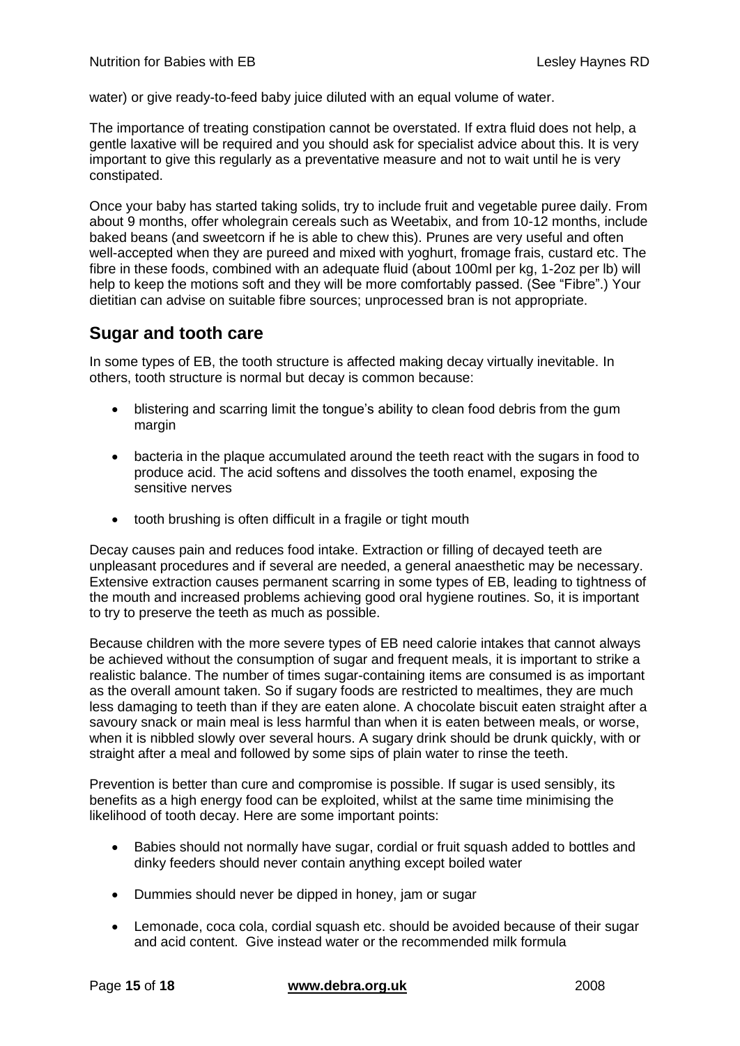water) or give ready-to-feed baby juice diluted with an equal volume of water.

The importance of treating constipation cannot be overstated. If extra fluid does not help, a gentle laxative will be required and you should ask for specialist advice about this. It is very important to give this regularly as a preventative measure and not to wait until he is very constipated.

Once your baby has started taking solids, try to include fruit and vegetable puree daily. From about 9 months, offer wholegrain cereals such as Weetabix, and from 10-12 months, include baked beans (and sweetcorn if he is able to chew this). Prunes are very useful and often well-accepted when they are pureed and mixed with yoghurt, fromage frais, custard etc. The fibre in these foods, combined with an adequate fluid (about 100ml per kg, 1-2oz per lb) will help to keep the motions soft and they will be more comfortably passed. (See "Fibre".) Your dietitian can advise on suitable fibre sources; unprocessed bran is not appropriate.

## Sugar and tooth care

In some types of EB, the tooth structure is affected making decay virtually inevitable. In others, tooth structure is normal but decay is common because:

- blistering and scarring limit the tongue's ability to clean food debris from the gum margin
- bacteria in the plaque accumulated around the teeth react with the sugars in food to produce acid. The acid softens and dissolves the tooth enamel, exposing the sensitive nerves
- tooth brushing is often difficult in a fragile or tight mouth

Decay causes pain and reduces food intake. Extraction or filling of decayed teeth are unpleasant procedures and if several are needed, a general anaesthetic may be necessary. Extensive extraction causes permanent scarring in some types of EB, leading to tightness of the mouth and increased problems achieving good oral hygiene routines. So, it is important to try to preserve the teeth as much as possible.

Because children with the more severe types of EB need calorie intakes that cannot always be achieved without the consumption of sugar and frequent meals, it is important to strike a realistic balance. The number of times sugar-containing items are consumed is as important as the overall amount taken. So if sugary foods are restricted to mealtimes, they are much less damaging to teeth than if they are eaten alone. A chocolate biscuit eaten straight after a savoury snack or main meal is less harmful than when it is eaten between meals, or worse, when it is nibbled slowly over several hours. A sugary drink should be drunk quickly, with or straight after a meal and followed by some sips of plain water to rinse the teeth.

Prevention is better than cure and compromise is possible. If sugar is used sensibly, its benefits as a high energy food can be exploited, whilst at the same time minimising the likelihood of tooth decay. Here are some important points:

- Babies should not normally have sugar, cordial or fruit squash added to bottles and dinky feeders should never contain anything except boiled water
- Dummies should never be dipped in honey, jam or sugar
- Lemonade, coca cola, cordial squash etc. should be avoided because of their sugar and acid content. Give instead water or the recommended milk formula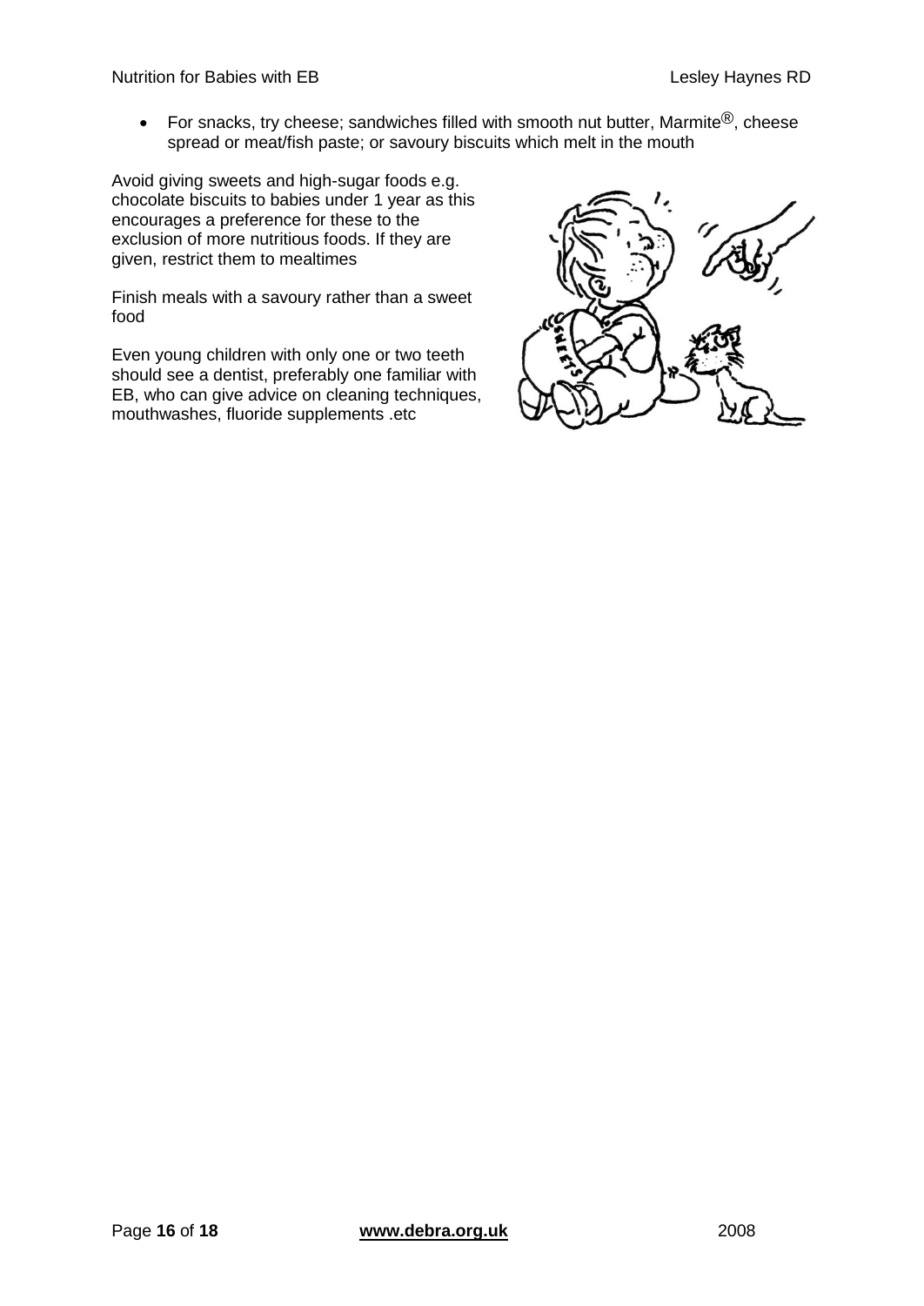- For snacks, try cheese; sandwiches filled with smooth nut butter, Marmite®, cheese spread or meat/fish paste; or savoury biscuits which melt in the mouth

Avoid giving sweets and high-sugar foods e.g. chocolate biscuits to babies under 1 year as this encourages a preference for these to the exclusion of more nutritious foods. If they are given, restrict them to mealtimes

Finish meals with a savoury rather than a sweet food

Even young children with only one or two teeth should see a dentist, preferably one familiar with EB, who can give advice on cleaning techniques, mouthwashes, fluoride supplements .etc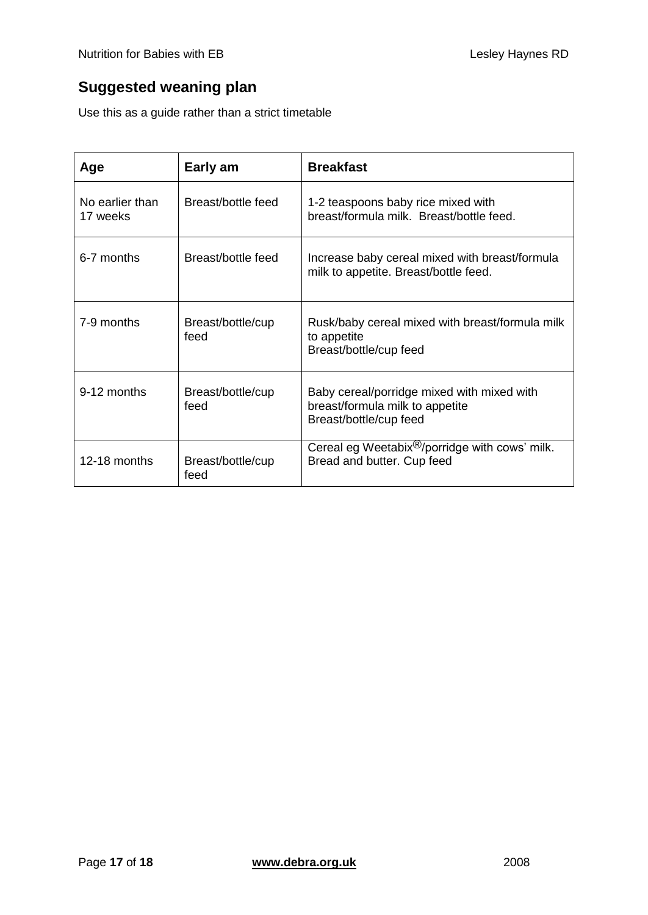## Suggested weaning plan

Use this as a guide rather than a strict timetable

| Age | Early am | Breakfast |
| --- | --- | --- |
| No earlier than 17 weeks | Breast/bottle feed | 1-2 teaspoons baby rice mixed with breast/formula milk. Breast/bottle feed. |
| 6-7 months | Breast/bottle feed | Increase baby cereal mixed with breast/formula milk to appetite. Breast/bottle feed. |
| 7-9 months | Breast/bottle/cup feed | Rusk/baby cereal mixed with breast/formula milk to appetite<br>Breast/bottle/cup feed |
| 9-12 months | Breast/bottle/cup feed | Baby cereal/porridge mixed with mixed with breast/formula milk to appetite<br>Breast/bottle/cup feed |
| 12-18 months | Breast/bottle/cup feed | Cereal eg Weetabix®/porridge with cows' milk. Bread and butter. Cup feed |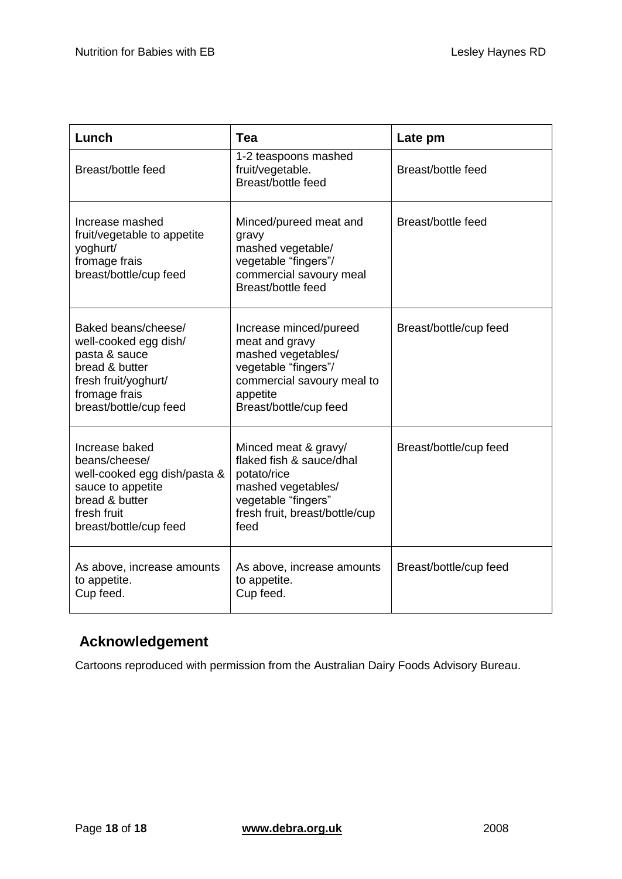| Lunch | Tea | Late pm |
|---|---|---|
| Breast/bottle feed | 1-2 teaspoons mashed fruit/vegetable.<br>Breast/bottle feed | Breast/bottle feed |
| Increase mashed fruit/vegetable to appetite<br>yoghurt/<br>fromage frais<br>breast/bottle/cup feed | Minced/pureed meat and gravy<br>mashed vegetable/<br>vegetable "fingers"/<br>commercial savoury meal<br>Breast/bottle feed | Breast/bottle feed |
| Baked beans/cheese/<br>well-cooked egg dish/<br>pasta & sauce<br>bread & butter<br>fresh fruit/yoghurt/<br>fromage frais<br>breast/bottle/cup feed | Increase minced/pureed meat and gravy<br>mashed vegetables/<br>vegetable "fingers"/<br>commercial savoury meal to appetite<br>Breast/bottle/cup feed | Breast/bottle/cup feed |
| Increase baked beans/cheese/<br>well-cooked egg dish/pasta & sauce to appetite<br>bread & butter<br>fresh fruit<br>breast/bottle/cup feed | Minced meat & gravy/<br>flaked fish & sauce/dhal<br>potato/rice<br>mashed vegetables/<br>vegetable "fingers"<br>fresh fruit, breast/bottle/cup feed | Breast/bottle/cup feed |
| As above, increase amounts to appetite.<br>Cup feed. | As above, increase amounts to appetite.<br>Cup feed. | Breast/bottle/cup feed |

## Acknowledgement

Cartoons reproduced with permission from the Australian Dairy Foods Advisory Bureau.